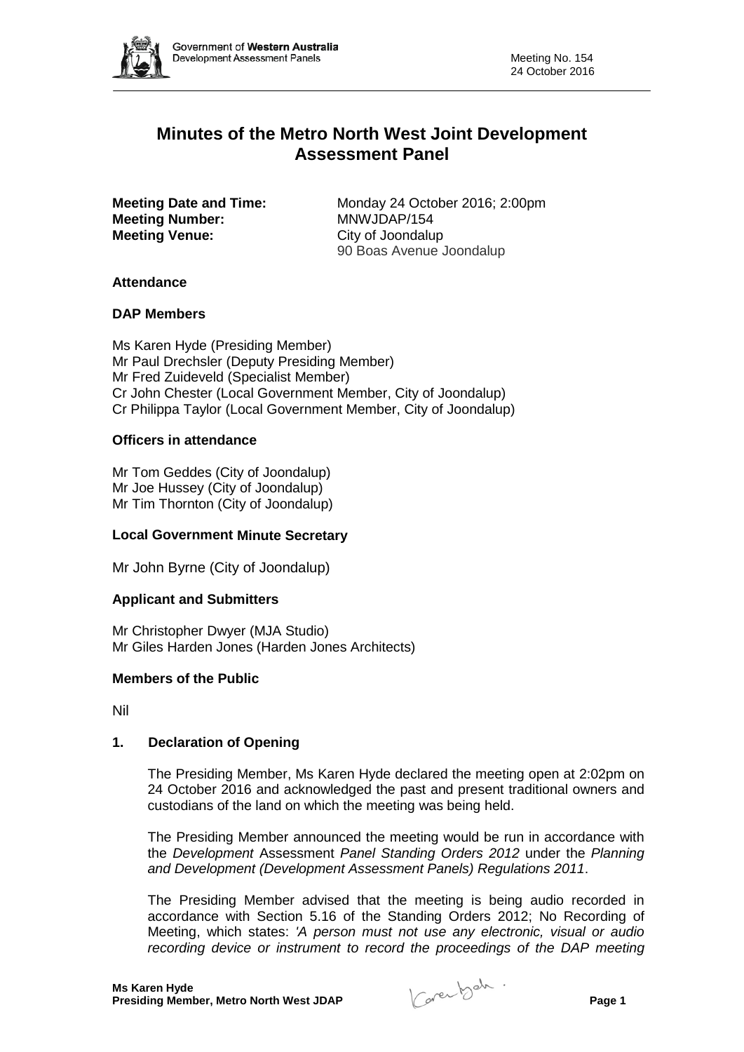# Minutes of the Metro North West Joint Development Assessment Panel

**Meeting Date and Time:** Monday 24 October 2016; 2:00pm
**Meeting Number:** MNWJDAP/154
**Meeting Venue:** City of Joondalup
90 Boas Avenue Joondalup

**Attendance**

**DAP Members**

Ms Karen Hyde (Presiding Member)
Mr Paul Drechsler (Deputy Presiding Member)
Mr Fred Zuideveld (Specialist Member)
Cr John Chester (Local Government Member, City of Joondalup)
Cr Philippa Taylor (Local Government Member, City of Joondalup)

**Officers in attendance**

Mr Tom Geddes (City of Joondalup)
Mr Joe Hussey (City of Joondalup)
Mr Tim Thornton (City of Joondalup)

**Local Government Minute Secretary**

Mr John Byrne (City of Joondalup)

**Applicant and Submitters**

Mr Christopher Dwyer (MJA Studio)
Mr Giles Harden Jones (Harden Jones Architects)

**Members of the Public**

Nil

**1. Declaration of Opening**

The Presiding Member, Ms Karen Hyde declared the meeting open at 2:02pm on 24 October 2016 and acknowledged the past and present traditional owners and custodians of the land on which the meeting was being held.

The Presiding Member announced the meeting would be run in accordance with the *Development* Assessment *Panel Standing Orders 2012* under the *Planning and Development (Development Assessment Panels) Regulations 2011*.

The Presiding Member advised that the meeting is being audio recorded in accordance with Section 5.16 of the Standing Orders 2012; No Recording of Meeting, which states: *'A person must not use any electronic, visual or audio recording device or instrument to record the proceedings of the DAP meeting*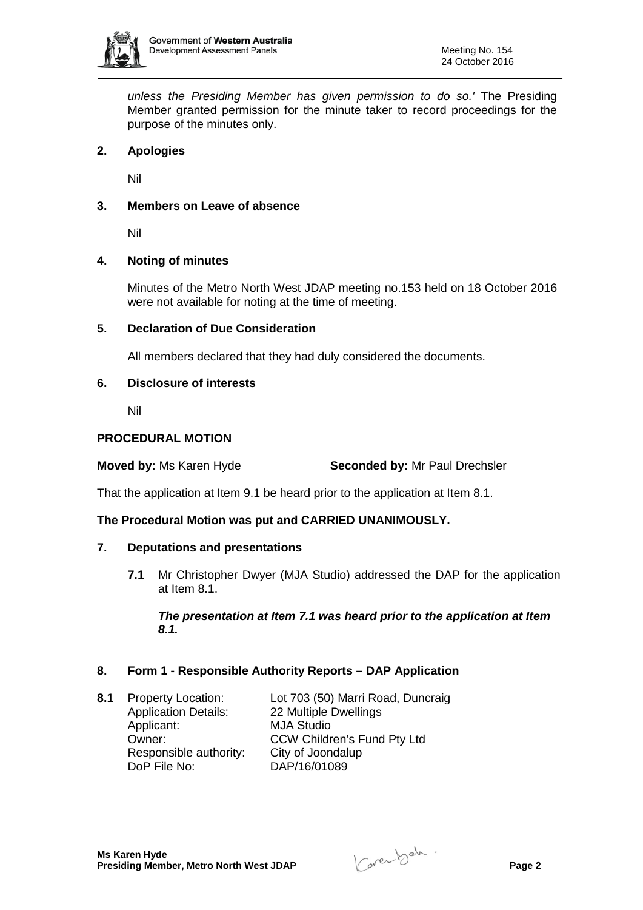*unless the Presiding Member has given permission to do so.'* The Presiding Member granted permission for the minute taker to record proceedings for the purpose of the minutes only.

## 2. Apologies

Nil

## 3. Members on Leave of absence

Nil

## 4. Noting of minutes

Minutes of the Metro North West JDAP meeting no.153 held on 18 October 2016 were not available for noting at the time of meeting.

## 5. Declaration of Due Consideration

All members declared that they had duly considered the documents.

## 6. Disclosure of interests

Nil

## PROCEDURAL MOTION

**Moved by:** Ms Karen Hyde **Seconded by:** Mr Paul Drechsler

That the application at Item 9.1 be heard prior to the application at Item 8.1.

**The Procedural Motion was put and CARRIED UNANIMOUSLY.**

## 7. Deputations and presentations

**7.1** Mr Christopher Dwyer (MJA Studio) addressed the DAP for the application at Item 8.1.

***The presentation at Item 7.1 was heard prior to the application at Item 8.1.***

## 8. Form 1 - Responsible Authority Reports – DAP Application

**8.1**

| | |
|---|---|
| Property Location: | Lot 703 (50) Marri Road, Duncraig |
| Application Details: | 22 Multiple Dwellings |
| Applicant: | MJA Studio |
| Owner: | CCW Children's Fund Pty Ltd |
| Responsible authority: | City of Joondalup |
| DoP File No: | DAP/16/01089 |

**Ms Karen Hyde**
**Presiding Member, Metro North West JDAP**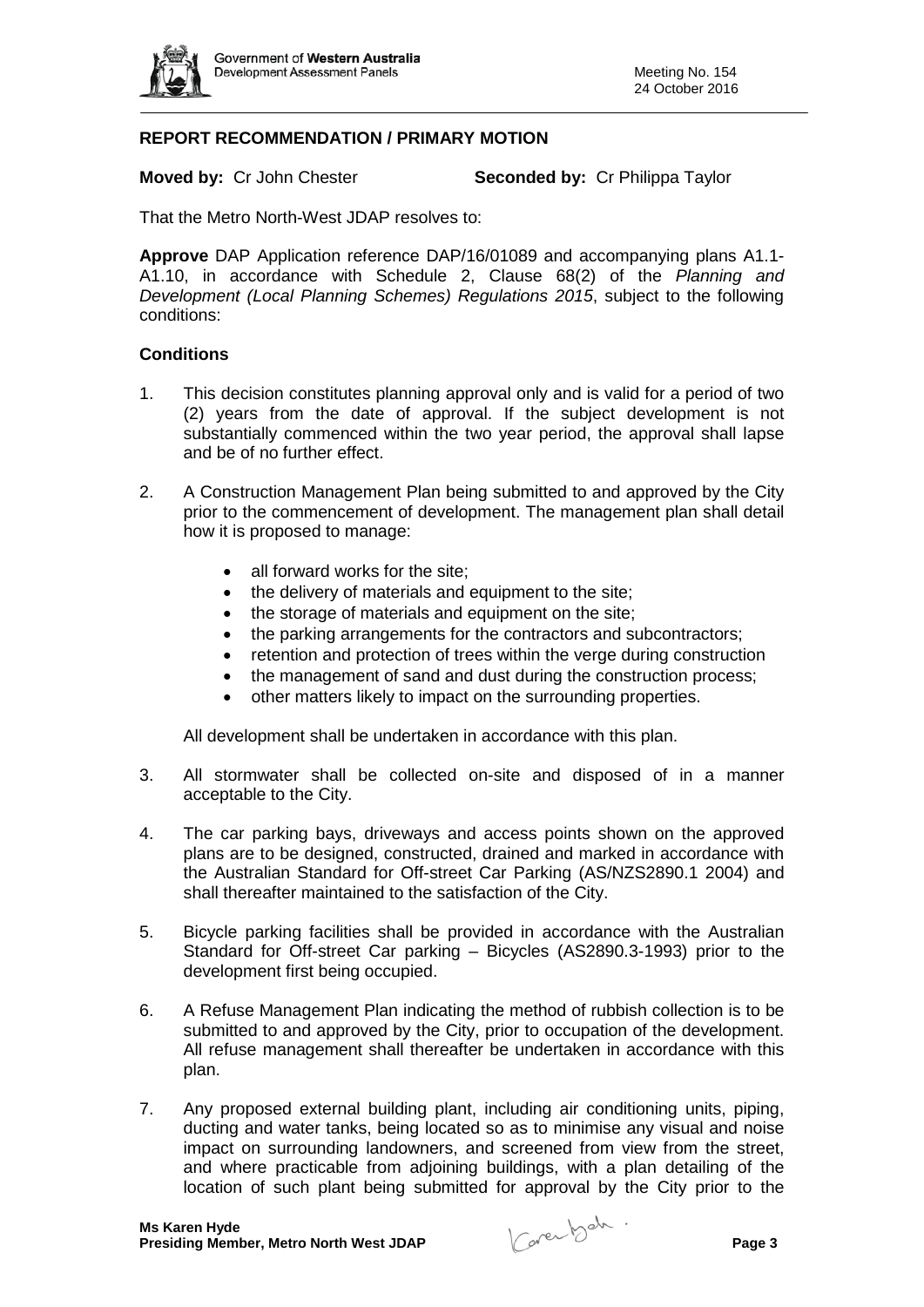## REPORT RECOMMENDATION / PRIMARY MOTION

**Moved by:** Cr John Chester **Seconded by:** Cr Philippa Taylor

That the Metro North-West JDAP resolves to:

**Approve** DAP Application reference DAP/16/01089 and accompanying plans A1.1-A1.10, in accordance with Schedule 2, Clause 68(2) of the *Planning and Development (Local Planning Schemes) Regulations 2015*, subject to the following conditions:

### Conditions

1. This decision constitutes planning approval only and is valid for a period of two (2) years from the date of approval. If the subject development is not substantially commenced within the two year period, the approval shall lapse and be of no further effect.

2. A Construction Management Plan being submitted to and approved by the City prior to the commencement of development. The management plan shall detail how it is proposed to manage:

   - all forward works for the site;
   - the delivery of materials and equipment to the site;
   - the storage of materials and equipment on the site;
   - the parking arrangements for the contractors and subcontractors;
   - retention and protection of trees within the verge during construction
   - the management of sand and dust during the construction process;
   - other matters likely to impact on the surrounding properties.

   All development shall be undertaken in accordance with this plan.

3. All stormwater shall be collected on-site and disposed of in a manner acceptable to the City.

4. The car parking bays, driveways and access points shown on the approved plans are to be designed, constructed, drained and marked in accordance with the Australian Standard for Off-street Car Parking (AS/NZS2890.1 2004) and shall thereafter maintained to the satisfaction of the City.

5. Bicycle parking facilities shall be provided in accordance with the Australian Standard for Off-street Car parking – Bicycles (AS2890.3-1993) prior to the development first being occupied.

6. A Refuse Management Plan indicating the method of rubbish collection is to be submitted to and approved by the City, prior to occupation of the development. All refuse management shall thereafter be undertaken in accordance with this plan.

7. Any proposed external building plant, including air conditioning units, piping, ducting and water tanks, being located so as to minimise any visual and noise impact on surrounding landowners, and screened from view from the street, and where practicable from adjoining buildings, with a plan detailing of the location of such plant being submitted for approval by the City prior to the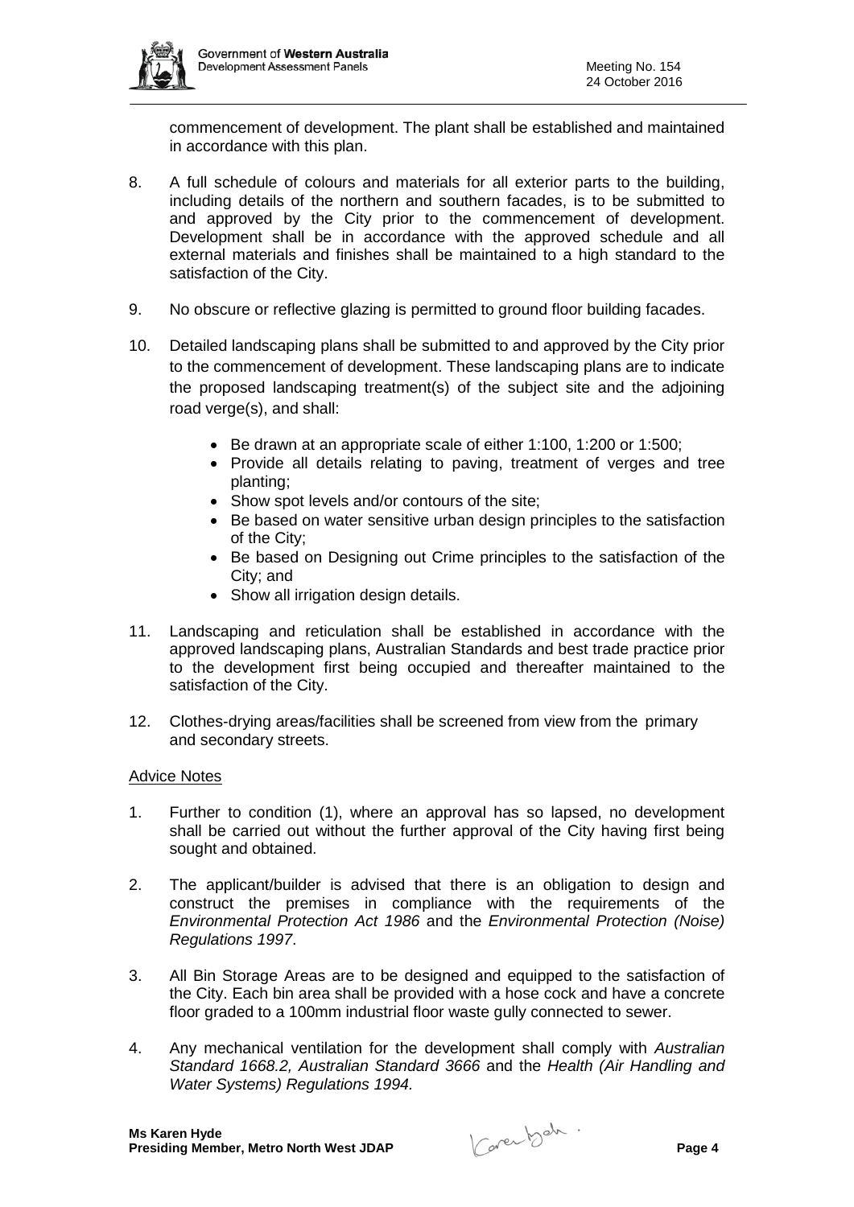commencement of development. The plant shall be established and maintained in accordance with this plan.

8. A full schedule of colours and materials for all exterior parts to the building, including details of the northern and southern facades, is to be submitted to and approved by the City prior to the commencement of development. Development shall be in accordance with the approved schedule and all external materials and finishes shall be maintained to a high standard to the satisfaction of the City.

9. No obscure or reflective glazing is permitted to ground floor building facades.

10. Detailed landscaping plans shall be submitted to and approved by the City prior to the commencement of development. These landscaping plans are to indicate the proposed landscaping treatment(s) of the subject site and the adjoining road verge(s), and shall:

    - Be drawn at an appropriate scale of either 1:100, 1:200 or 1:500;
    - Provide all details relating to paving, treatment of verges and tree planting;
    - Show spot levels and/or contours of the site;
    - Be based on water sensitive urban design principles to the satisfaction of the City;
    - Be based on Designing out Crime principles to the satisfaction of the City; and
    - Show all irrigation design details.

11. Landscaping and reticulation shall be established in accordance with the approved landscaping plans, Australian Standards and best trade practice prior to the development first being occupied and thereafter maintained to the satisfaction of the City.

12. Clothes-drying areas/facilities shall be screened from view from the primary and secondary streets.

Advice Notes

1. Further to condition (1), where an approval has so lapsed, no development shall be carried out without the further approval of the City having first being sought and obtained.

2. The applicant/builder is advised that there is an obligation to design and construct the premises in compliance with the requirements of the *Environmental Protection Act 1986* and the *Environmental Protection (Noise) Regulations 1997*.

3. All Bin Storage Areas are to be designed and equipped to the satisfaction of the City. Each bin area shall be provided with a hose cock and have a concrete floor graded to a 100mm industrial floor waste gully connected to sewer.

4. Any mechanical ventilation for the development shall comply with *Australian Standard 1668.2, Australian Standard 3666* and the *Health (Air Handling and Water Systems) Regulations 1994.*

**Ms Karen Hyde**
**Presiding Member, Metro North West JDAP**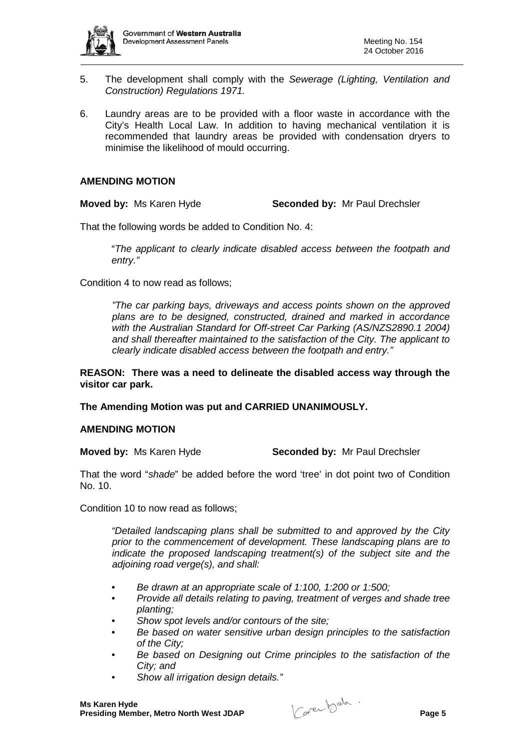5. The development shall comply with the *Sewerage (Lighting, Ventilation and Construction) Regulations 1971.*

6. Laundry areas are to be provided with a floor waste in accordance with the City's Health Local Law. In addition to having mechanical ventilation it is recommended that laundry areas be provided with condensation dryers to minimise the likelihood of mould occurring.

**AMENDING MOTION**

**Moved by:** Ms Karen Hyde **Seconded by:** Mr Paul Drechsler

That the following words be added to Condition No. 4:

> "*The applicant to clearly indicate disabled access between the footpath and entry."*

Condition 4 to now read as follows;

> *"The car parking bays, driveways and access points shown on the approved plans are to be designed, constructed, drained and marked in accordance with the Australian Standard for Off-street Car Parking (AS/NZS2890.1 2004) and shall thereafter maintained to the satisfaction of the City. The applicant to clearly indicate disabled access between the footpath and entry."*

**REASON: There was a need to delineate the disabled access way through the visitor car park.**

**The Amending Motion was put and CARRIED UNANIMOUSLY.**

**AMENDING MOTION**

**Moved by:** Ms Karen Hyde **Seconded by:** Mr Paul Drechsler

That the word "*shade*" be added before the word 'tree' in dot point two of Condition No. 10.

Condition 10 to now read as follows;

> *"Detailed landscaping plans shall be submitted to and approved by the City prior to the commencement of development. These landscaping plans are to indicate the proposed landscaping treatment(s) of the subject site and the adjoining road verge(s), and shall:*
>
> - *Be drawn at an appropriate scale of 1:100, 1:200 or 1:500;*
> - *Provide all details relating to paving, treatment of verges and shade tree planting;*
> - *Show spot levels and/or contours of the site;*
> - *Be based on water sensitive urban design principles to the satisfaction of the City;*
> - *Be based on Designing out Crime principles to the satisfaction of the City; and*
> - *Show all irrigation design details."*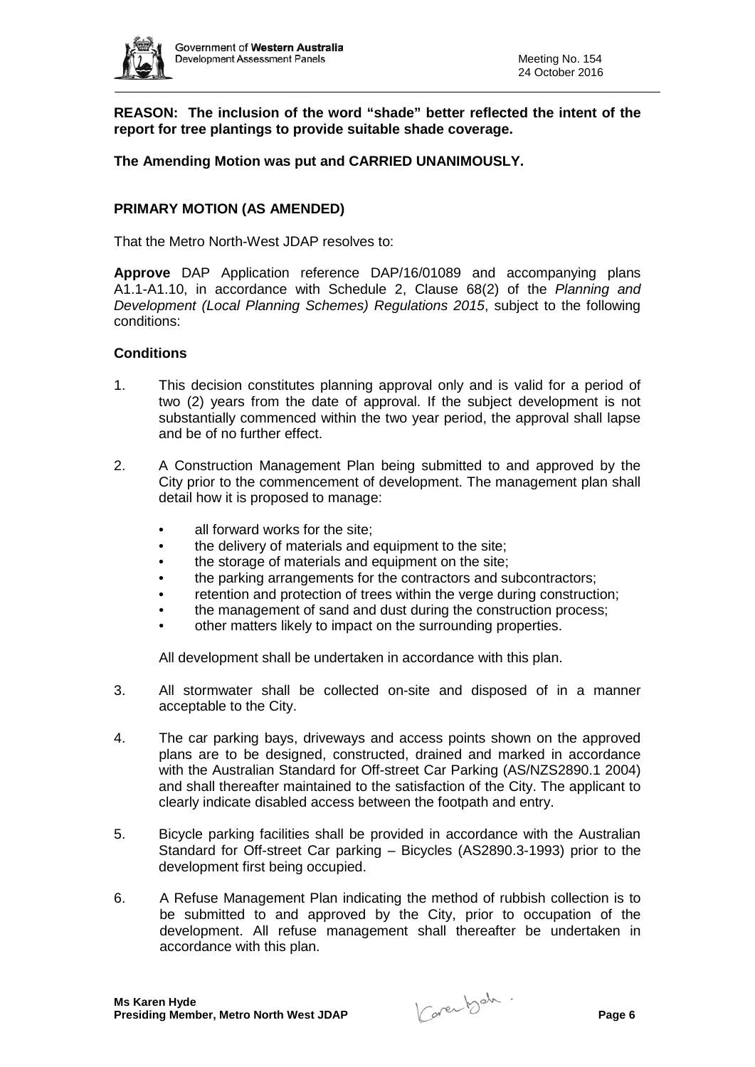**REASON: The inclusion of the word "shade" better reflected the intent of the report for tree plantings to provide suitable shade coverage.**

**The Amending Motion was put and CARRIED UNANIMOUSLY.**

**PRIMARY MOTION (AS AMENDED)**

That the Metro North-West JDAP resolves to:

**Approve** DAP Application reference DAP/16/01089 and accompanying plans A1.1-A1.10, in accordance with Schedule 2, Clause 68(2) of the *Planning and Development (Local Planning Schemes) Regulations 2015*, subject to the following conditions:

**Conditions**

1. This decision constitutes planning approval only and is valid for a period of two (2) years from the date of approval. If the subject development is not substantially commenced within the two year period, the approval shall lapse and be of no further effect.

2. A Construction Management Plan being submitted to and approved by the City prior to the commencement of development. The management plan shall detail how it is proposed to manage:

   - all forward works for the site;
   - the delivery of materials and equipment to the site;
   - the storage of materials and equipment on the site;
   - the parking arrangements for the contractors and subcontractors;
   - retention and protection of trees within the verge during construction;
   - the management of sand and dust during the construction process;
   - other matters likely to impact on the surrounding properties.

   All development shall be undertaken in accordance with this plan.

3. All stormwater shall be collected on-site and disposed of in a manner acceptable to the City.

4. The car parking bays, driveways and access points shown on the approved plans are to be designed, constructed, drained and marked in accordance with the Australian Standard for Off-street Car Parking (AS/NZS2890.1 2004) and shall thereafter maintained to the satisfaction of the City. The applicant to clearly indicate disabled access between the footpath and entry.

5. Bicycle parking facilities shall be provided in accordance with the Australian Standard for Off-street Car parking – Bicycles (AS2890.3-1993) prior to the development first being occupied.

6. A Refuse Management Plan indicating the method of rubbish collection is to be submitted to and approved by the City, prior to occupation of the development. All refuse management shall thereafter be undertaken in accordance with this plan.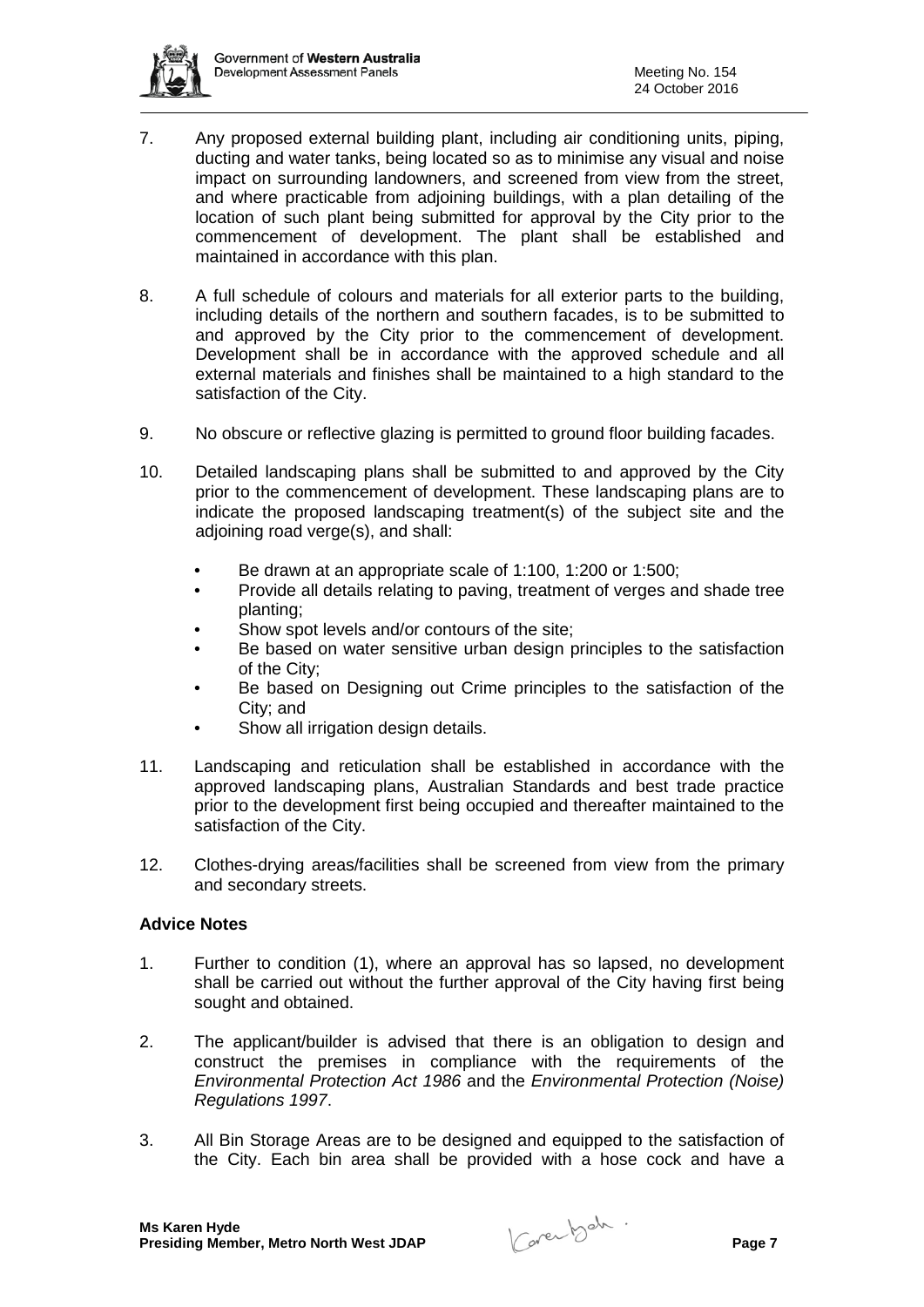7. Any proposed external building plant, including air conditioning units, piping, ducting and water tanks, being located so as to minimise any visual and noise impact on surrounding landowners, and screened from view from the street, and where practicable from adjoining buildings, with a plan detailing of the location of such plant being submitted for approval by the City prior to the commencement of development. The plant shall be established and maintained in accordance with this plan.

8. A full schedule of colours and materials for all exterior parts to the building, including details of the northern and southern facades, is to be submitted to and approved by the City prior to the commencement of development. Development shall be in accordance with the approved schedule and all external materials and finishes shall be maintained to a high standard to the satisfaction of the City.

9. No obscure or reflective glazing is permitted to ground floor building facades.

10. Detailed landscaping plans shall be submitted to and approved by the City prior to the commencement of development. These landscaping plans are to indicate the proposed landscaping treatment(s) of the subject site and the adjoining road verge(s), and shall:
    - Be drawn at an appropriate scale of 1:100, 1:200 or 1:500;
    - Provide all details relating to paving, treatment of verges and shade tree planting;
    - Show spot levels and/or contours of the site;
    - Be based on water sensitive urban design principles to the satisfaction of the City;
    - Be based on Designing out Crime principles to the satisfaction of the City; and
    - Show all irrigation design details.

11. Landscaping and reticulation shall be established in accordance with the approved landscaping plans, Australian Standards and best trade practice prior to the development first being occupied and thereafter maintained to the satisfaction of the City.

12. Clothes-drying areas/facilities shall be screened from view from the primary and secondary streets.

**Advice Notes**

1. Further to condition (1), where an approval has so lapsed, no development shall be carried out without the further approval of the City having first being sought and obtained.

2. The applicant/builder is advised that there is an obligation to design and construct the premises in compliance with the requirements of the *Environmental Protection Act 1986* and the *Environmental Protection (Noise) Regulations 1997*.

3. All Bin Storage Areas are to be designed and equipped to the satisfaction of the City. Each bin area shall be provided with a hose cock and have a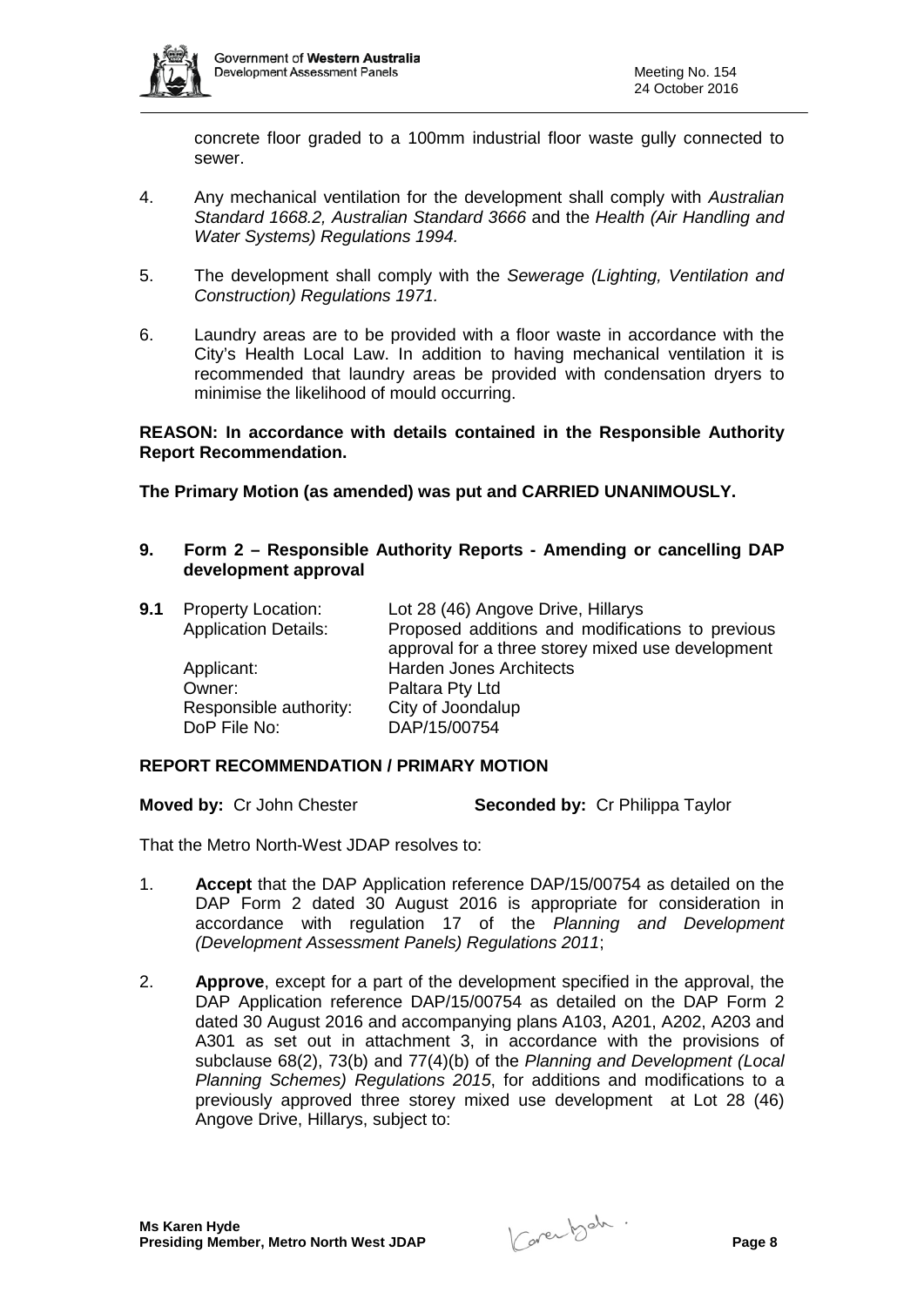concrete floor graded to a 100mm industrial floor waste gully connected to sewer.

4. Any mechanical ventilation for the development shall comply with *Australian Standard 1668.2, Australian Standard 3666* and the *Health (Air Handling and Water Systems) Regulations 1994.*

5. The development shall comply with the *Sewerage (Lighting, Ventilation and Construction) Regulations 1971.*

6. Laundry areas are to be provided with a floor waste in accordance with the City's Health Local Law. In addition to having mechanical ventilation it is recommended that laundry areas be provided with condensation dryers to minimise the likelihood of mould occurring.

**REASON: In accordance with details contained in the Responsible Authority Report Recommendation.**

**The Primary Motion (as amended) was put and CARRIED UNANIMOUSLY.**

## 9. Form 2 – Responsible Authority Reports - Amending or cancelling DAP development approval

| **9.1** | Property Location: | Lot 28 (46) Angove Drive, Hillarys |
|---|---|---|
| | Application Details: | Proposed additions and modifications to previous approval for a three storey mixed use development |
| | Applicant: | Harden Jones Architects |
| | Owner: | Paltara Pty Ltd |
| | Responsible authority: | City of Joondalup |
| | DoP File No: | DAP/15/00754 |

**REPORT RECOMMENDATION / PRIMARY MOTION**

**Moved by:** Cr John Chester **Seconded by:** Cr Philippa Taylor

That the Metro North-West JDAP resolves to:

1. **Accept** that the DAP Application reference DAP/15/00754 as detailed on the DAP Form 2 dated 30 August 2016 is appropriate for consideration in accordance with regulation 17 of the *Planning and Development (Development Assessment Panels) Regulations 2011*;

2. **Approve**, except for a part of the development specified in the approval, the DAP Application reference DAP/15/00754 as detailed on the DAP Form 2 dated 30 August 2016 and accompanying plans A103, A201, A202, A203 and A301 as set out in attachment 3, in accordance with the provisions of subclause 68(2), 73(b) and 77(4)(b) of the *Planning and Development (Local Planning Schemes) Regulations 2015*, for additions and modifications to a previously approved three storey mixed use development at Lot 28 (46) Angove Drive, Hillarys, subject to: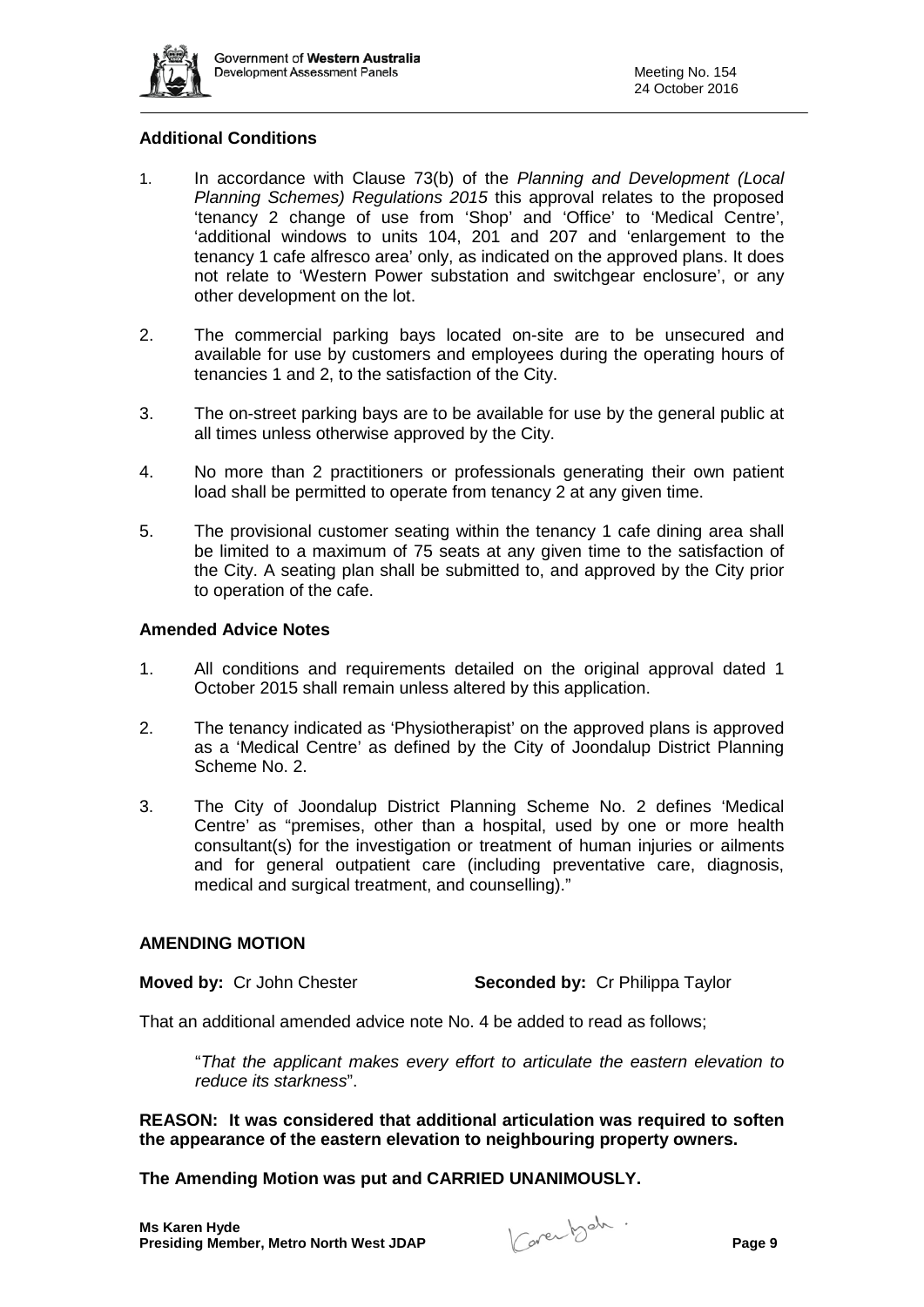### Additional Conditions

1. In accordance with Clause 73(b) of the *Planning and Development (Local Planning Schemes) Regulations 2015* this approval relates to the proposed 'tenancy 2 change of use from 'Shop' and 'Office' to 'Medical Centre', 'additional windows to units 104, 201 and 207 and 'enlargement to the tenancy 1 cafe alfresco area' only, as indicated on the approved plans. It does not relate to 'Western Power substation and switchgear enclosure', or any other development on the lot.

2. The commercial parking bays located on-site are to be unsecured and available for use by customers and employees during the operating hours of tenancies 1 and 2, to the satisfaction of the City.

3. The on-street parking bays are to be available for use by the general public at all times unless otherwise approved by the City.

4. No more than 2 practitioners or professionals generating their own patient load shall be permitted to operate from tenancy 2 at any given time.

5. The provisional customer seating within the tenancy 1 cafe dining area shall be limited to a maximum of 75 seats at any given time to the satisfaction of the City. A seating plan shall be submitted to, and approved by the City prior to operation of the cafe.

### Amended Advice Notes

1. All conditions and requirements detailed on the original approval dated 1 October 2015 shall remain unless altered by this application.

2. The tenancy indicated as 'Physiotherapist' on the approved plans is approved as a 'Medical Centre' as defined by the City of Joondalup District Planning Scheme No. 2.

3. The City of Joondalup District Planning Scheme No. 2 defines 'Medical Centre' as "premises, other than a hospital, used by one or more health consultant(s) for the investigation or treatment of human injuries or ailments and for general outpatient care (including preventative care, diagnosis, medical and surgical treatment, and counselling)."

### AMENDING MOTION

**Moved by:** Cr John Chester **Seconded by:** Cr Philippa Taylor

That an additional amended advice note No. 4 be added to read as follows;

"*That the applicant makes every effort to articulate the eastern elevation to reduce its starkness*".

**REASON: It was considered that additional articulation was required to soften the appearance of the eastern elevation to neighbouring property owners.**

**The Amending Motion was put and CARRIED UNANIMOUSLY.**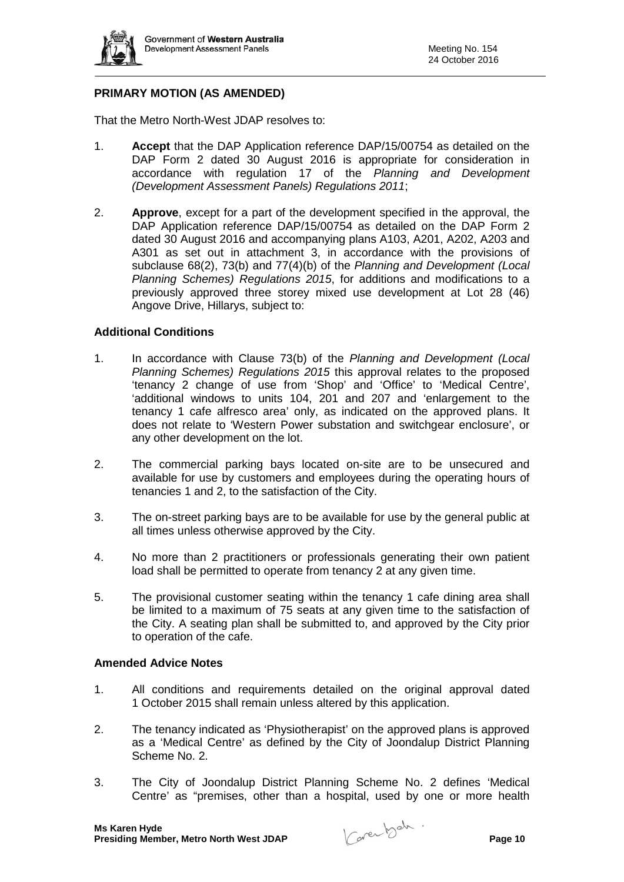**PRIMARY MOTION (AS AMENDED)**

That the Metro North-West JDAP resolves to:

1. **Accept** that the DAP Application reference DAP/15/00754 as detailed on the DAP Form 2 dated 30 August 2016 is appropriate for consideration in accordance with regulation 17 of the *Planning and Development (Development Assessment Panels) Regulations 2011*;

2. **Approve**, except for a part of the development specified in the approval, the DAP Application reference DAP/15/00754 as detailed on the DAP Form 2 dated 30 August 2016 and accompanying plans A103, A201, A202, A203 and A301 as set out in attachment 3, in accordance with the provisions of subclause 68(2), 73(b) and 77(4)(b) of the *Planning and Development (Local Planning Schemes) Regulations 2015*, for additions and modifications to a previously approved three storey mixed use development at Lot 28 (46) Angove Drive, Hillarys, subject to:

**Additional Conditions**

1. In accordance with Clause 73(b) of the *Planning and Development (Local Planning Schemes) Regulations 2015* this approval relates to the proposed 'tenancy 2 change of use from 'Shop' and 'Office' to 'Medical Centre', 'additional windows to units 104, 201 and 207 and 'enlargement to the tenancy 1 cafe alfresco area' only, as indicated on the approved plans. It does not relate to 'Western Power substation and switchgear enclosure', or any other development on the lot.

2. The commercial parking bays located on-site are to be unsecured and available for use by customers and employees during the operating hours of tenancies 1 and 2, to the satisfaction of the City.

3. The on-street parking bays are to be available for use by the general public at all times unless otherwise approved by the City.

4. No more than 2 practitioners or professionals generating their own patient load shall be permitted to operate from tenancy 2 at any given time.

5. The provisional customer seating within the tenancy 1 cafe dining area shall be limited to a maximum of 75 seats at any given time to the satisfaction of the City. A seating plan shall be submitted to, and approved by the City prior to operation of the cafe.

**Amended Advice Notes**

1. All conditions and requirements detailed on the original approval dated 1 October 2015 shall remain unless altered by this application.

2. The tenancy indicated as 'Physiotherapist' on the approved plans is approved as a 'Medical Centre' as defined by the City of Joondalup District Planning Scheme No. 2.

3. The City of Joondalup District Planning Scheme No. 2 defines 'Medical Centre' as "premises, other than a hospital, used by one or more health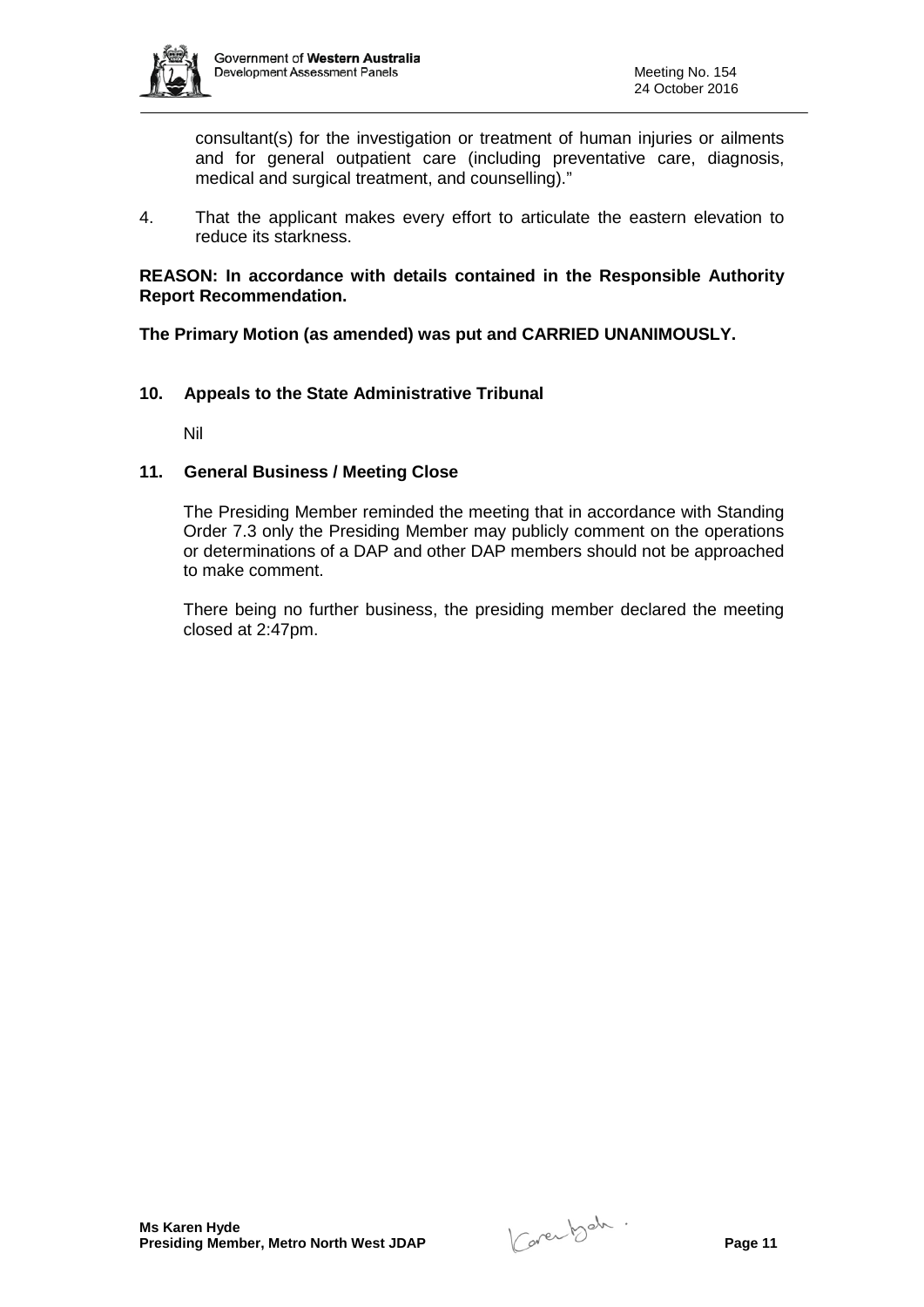consultant(s) for the investigation or treatment of human injuries or ailments and for general outpatient care (including preventative care, diagnosis, medical and surgical treatment, and counselling)."

4. That the applicant makes every effort to articulate the eastern elevation to reduce its starkness.

**REASON: In accordance with details contained in the Responsible Authority Report Recommendation.**

**The Primary Motion (as amended) was put and CARRIED UNANIMOUSLY.**

## 10. Appeals to the State Administrative Tribunal

Nil

## 11. General Business / Meeting Close

The Presiding Member reminded the meeting that in accordance with Standing Order 7.3 only the Presiding Member may publicly comment on the operations or determinations of a DAP and other DAP members should not be approached to make comment.

There being no further business, the presiding member declared the meeting closed at 2:47pm.

**Ms Karen Hyde**
**Presiding Member, Metro North West JDAP**